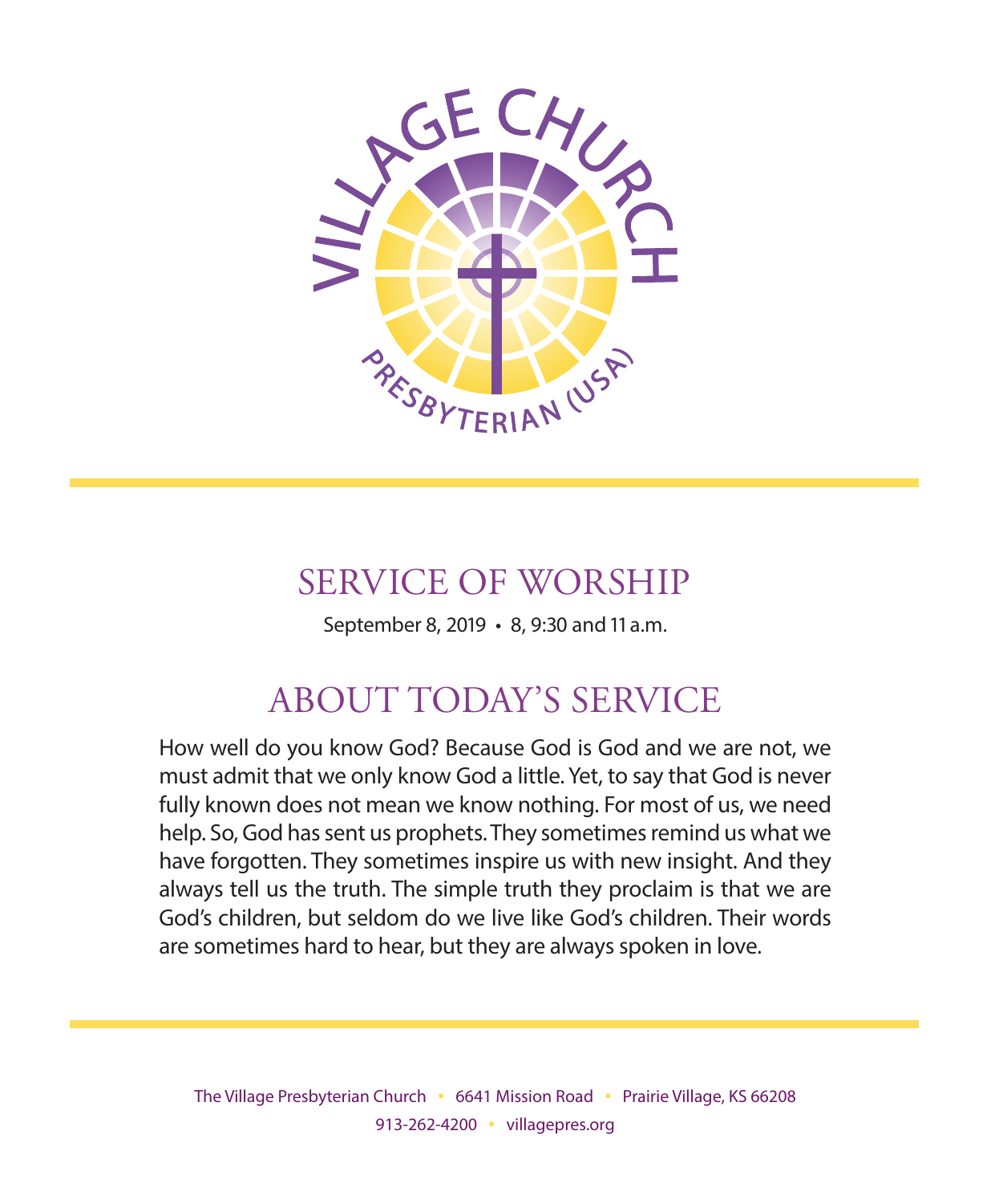VILLAGE CHURCH

PRESBYTERIAN (USA)

# SERVICE OF WORSHIP

September 8, 2019 • 8, 9:30 and 11 a.m.

## ABOUT TODAY'S SERVICE

How well do you know God? Because God is God and we are not, we must admit that we only know God a little. Yet, to say that God is never fully known does not mean we know nothing. For most of us, we need help. So, God has sent us prophets. They sometimes remind us what we have forgotten. They sometimes inspire us with new insight. And they always tell us the truth. The simple truth they proclaim is that we are God's children, but seldom do we live like God's children. Their words are sometimes hard to hear, but they are always spoken in love.

The Village Presbyterian Church • 6641 Mission Road • Prairie Village, KS 66208
913-262-4200 • villagepres.org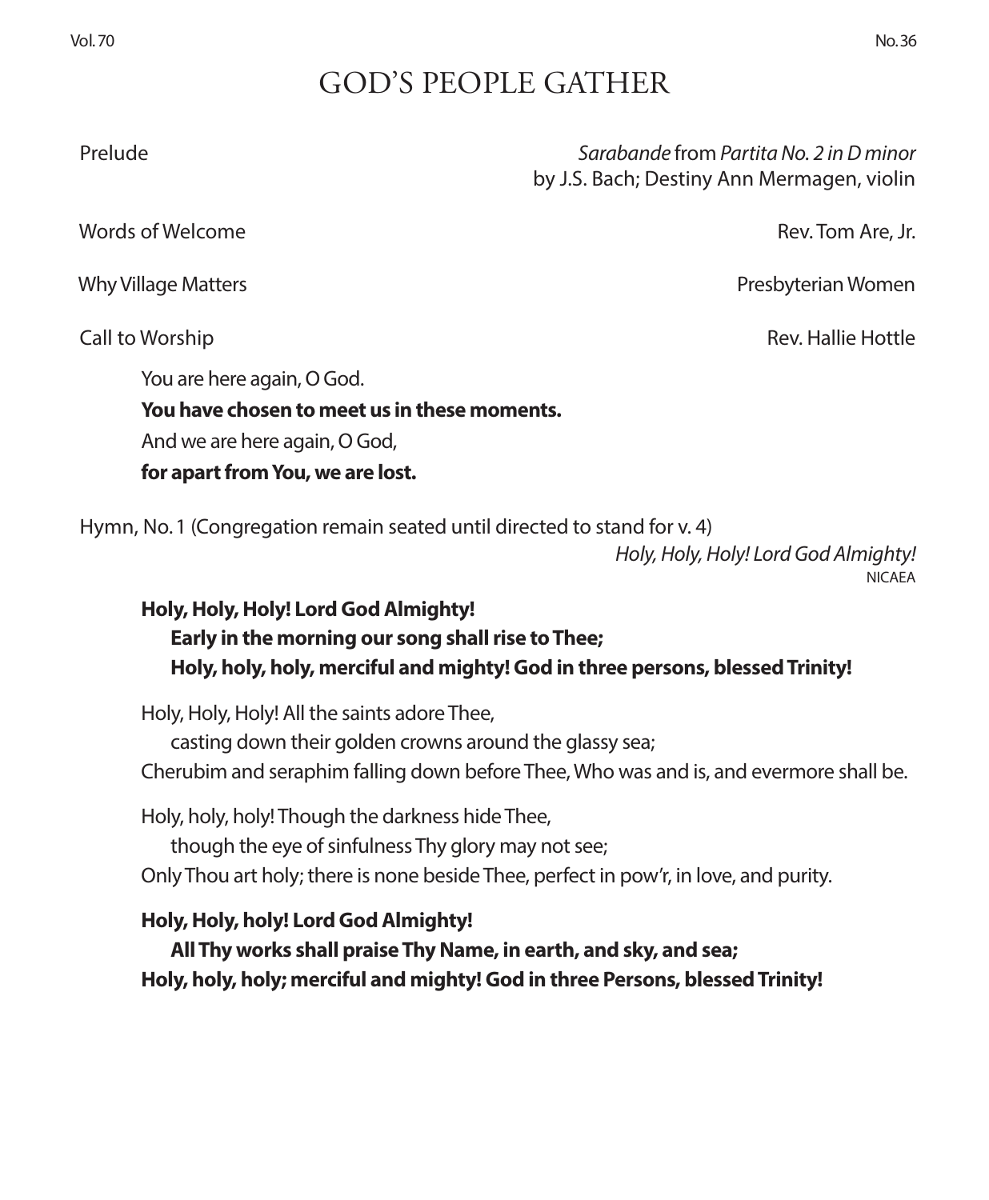# GOD'S PEOPLE GATHER

Prelude — *Sarabande* from *Partita No. 2 in D minor* by J.S. Bach; Destiny Ann Mermagen, violin

Words of Welcome — Rev. Tom Are, Jr.

Why Village Matters — Presbyterian Women

Call to Worship — Rev. Hallie Hottle

You are here again, O God.
**You have chosen to meet us in these moments.**
And we are here again, O God,
**for apart from You, we are lost.**

Hymn, No. 1 (Congregation remain seated until directed to stand for v. 4) — *Holy, Holy, Holy! Lord God Almighty!*
NICAEA

**Holy, Holy, Holy! Lord God Almighty!**
**Early in the morning our song shall rise to Thee;**
**Holy, holy, holy, merciful and mighty! God in three persons, blessed Trinity!**

Holy, Holy, Holy! All the saints adore Thee,
casting down their golden crowns around the glassy sea;
Cherubim and seraphim falling down before Thee, Who was and is, and evermore shall be.

Holy, holy, holy! Though the darkness hide Thee,
though the eye of sinfulness Thy glory may not see;
Only Thou art holy; there is none beside Thee, perfect in pow'r, in love, and purity.

**Holy, Holy, holy! Lord God Almighty!**
**All Thy works shall praise Thy Name, in earth, and sky, and sea;**
**Holy, holy, holy; merciful and mighty! God in three Persons, blessed Trinity!**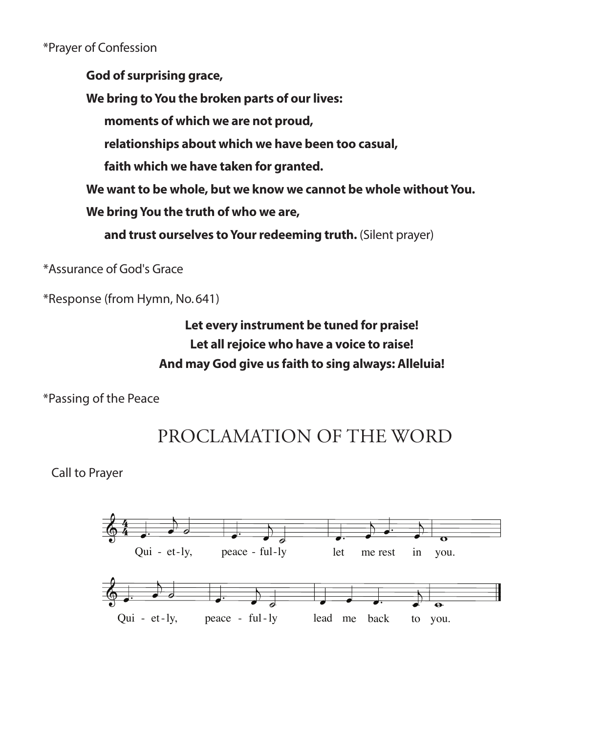*Prayer of Confession

**God of surprising grace,**

**We bring to You the broken parts of our lives:**

**moments of which we are not proud,**

**relationships about which we have been too casual,**

**faith which we have taken for granted.**

**We want to be whole, but we know we cannot be whole without You.**

**We bring You the truth of who we are,**

**and trust ourselves to Your redeeming truth.** (Silent prayer)

*Assurance of God's Grace

*Response (from Hymn, No. 641)

**Let every instrument be tuned for praise!**
**Let all rejoice who have a voice to raise!**
**And may God give us faith to sing always: Alleluia!**

*Passing of the Peace

# PROCLAMATION OF THE WORD

Call to Prayer

Qui - et - ly, peace - ful - ly let me rest in you.

Qui - et - ly, peace - ful - ly lead me back to you.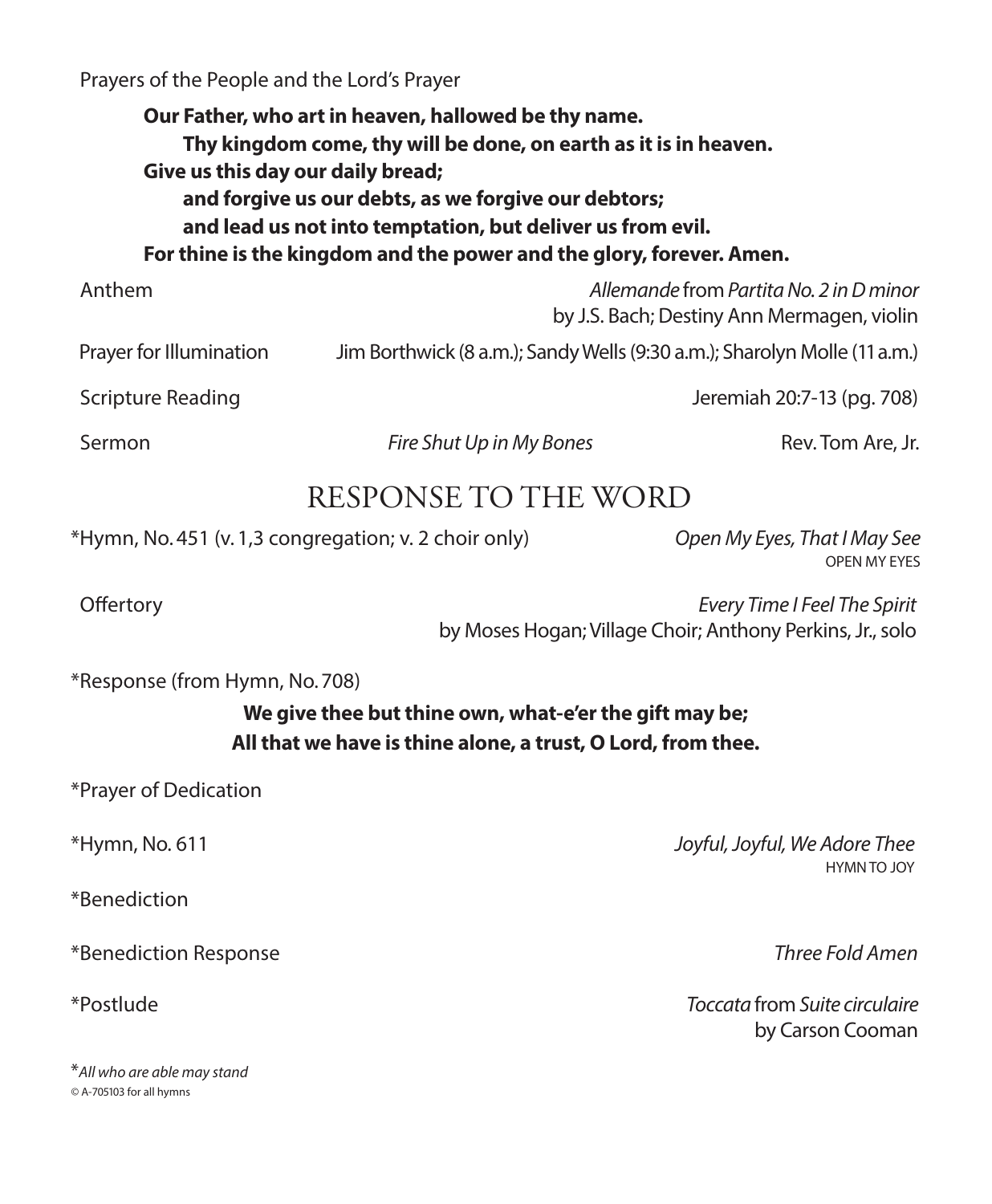Prayers of the People and the Lord's Prayer

**Our Father, who art in heaven, hallowed be thy name.**
**Thy kingdom come, thy will be done, on earth as it is in heaven.**
**Give us this day our daily bread;**
**and forgive us our debts, as we forgive our debtors;**
**and lead us not into temptation, but deliver us from evil.**
**For thine is the kingdom and the power and the glory, forever. Amen.**

Anthem — *Allemande* from *Partita No. 2 in D minor* by J.S. Bach; Destiny Ann Mermagen, violin

Prayer for Illumination — Jim Borthwick (8 a.m.); Sandy Wells (9:30 a.m.); Sharolyn Molle (11 a.m.)

Scripture Reading — Jeremiah 20:7-13 (pg. 708)

Sermon — *Fire Shut Up in My Bones* — Rev. Tom Are, Jr.

## RESPONSE TO THE WORD

*Hymn, No. 451 (v. 1,3 congregation; v. 2 choir only) — *Open My Eyes, That I May See*
OPEN MY EYES

Offertory — *Every Time I Feel The Spirit* by Moses Hogan; Village Choir; Anthony Perkins, Jr., solo

*Response (from Hymn, No. 708)

**We give thee but thine own, what-e'er the gift may be;**
**All that we have is thine alone, a trust, O Lord, from thee.**

*Prayer of Dedication

*Hymn, No. 611 — *Joyful, Joyful, We Adore Thee*
HYMN TO JOY

*Benediction

*Benediction Response — *Three Fold Amen*

*Postlude — *Toccata* from *Suite circulaire* by Carson Cooman

**All who are able may stand*
© A-705103 for all hymns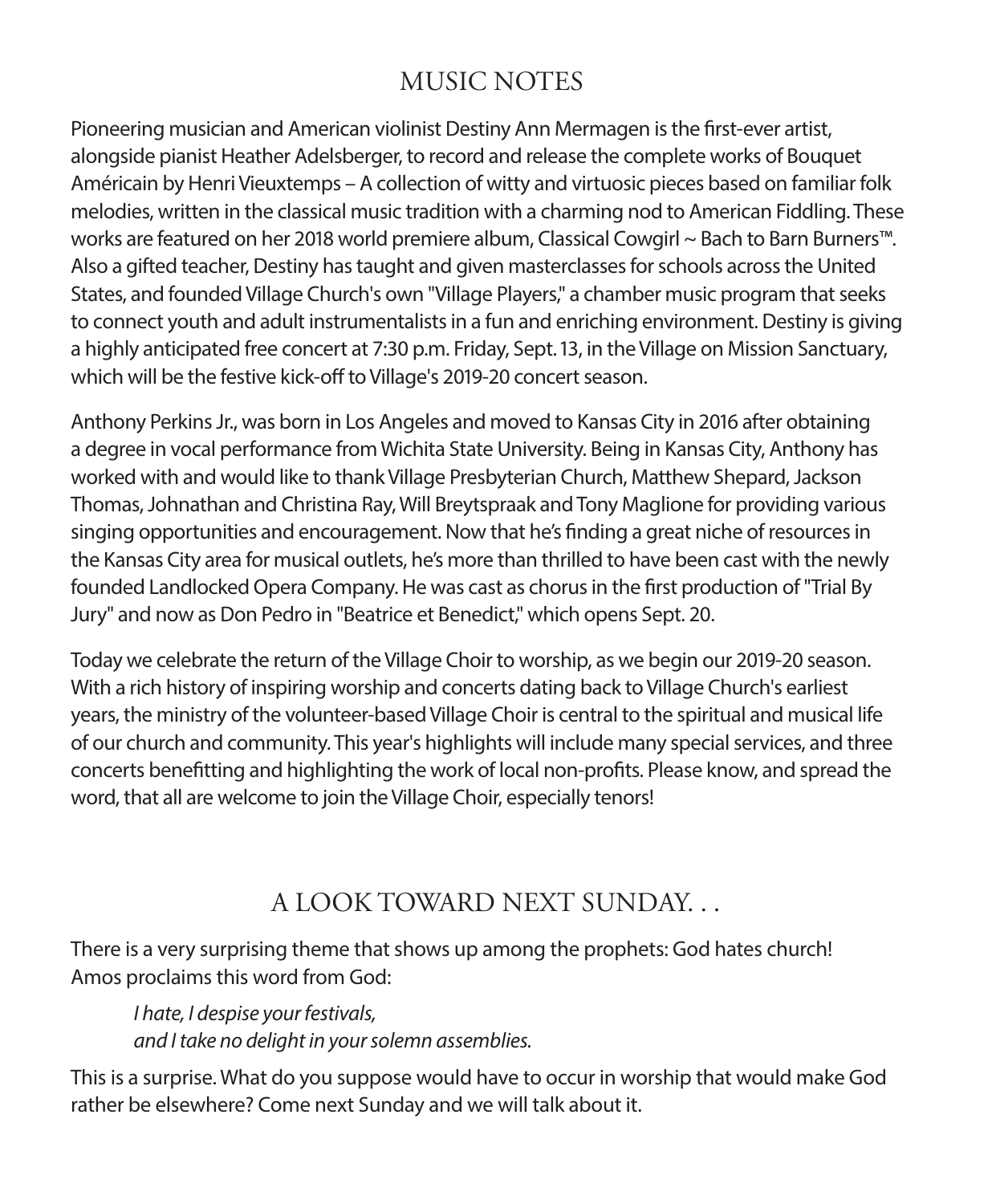## MUSIC NOTES

Pioneering musician and American violinist Destiny Ann Mermagen is the first-ever artist, alongside pianist Heather Adelsberger, to record and release the complete works of Bouquet Américain by Henri Vieuxtemps – A collection of witty and virtuosic pieces based on familiar folk melodies, written in the classical music tradition with a charming nod to American Fiddling. These works are featured on her 2018 world premiere album, Classical Cowgirl ~ Bach to Barn Burners™. Also a gifted teacher, Destiny has taught and given masterclasses for schools across the United States, and founded Village Church's own "Village Players," a chamber music program that seeks to connect youth and adult instrumentalists in a fun and enriching environment. Destiny is giving a highly anticipated free concert at 7:30 p.m. Friday, Sept. 13, in the Village on Mission Sanctuary, which will be the festive kick-off to Village's 2019-20 concert season.

Anthony Perkins Jr., was born in Los Angeles and moved to Kansas City in 2016 after obtaining a degree in vocal performance from Wichita State University. Being in Kansas City, Anthony has worked with and would like to thank Village Presbyterian Church, Matthew Shepard, Jackson Thomas, Johnathan and Christina Ray, Will Breytspraak and Tony Maglione for providing various singing opportunities and encouragement. Now that he's finding a great niche of resources in the Kansas City area for musical outlets, he's more than thrilled to have been cast with the newly founded Landlocked Opera Company. He was cast as chorus in the first production of "Trial By Jury" and now as Don Pedro in "Beatrice et Benedict," which opens Sept. 20.

Today we celebrate the return of the Village Choir to worship, as we begin our 2019-20 season. With a rich history of inspiring worship and concerts dating back to Village Church's earliest years, the ministry of the volunteer-based Village Choir is central to the spiritual and musical life of our church and community. This year's highlights will include many special services, and three concerts benefitting and highlighting the work of local non-profits. Please know, and spread the word, that all are welcome to join the Village Choir, especially tenors!

## A LOOK TOWARD NEXT SUNDAY. . .

There is a very surprising theme that shows up among the prophets: God hates church! Amos proclaims this word from God:

> *I hate, I despise your festivals,*
> *and I take no delight in your solemn assemblies.*

This is a surprise. What do you suppose would have to occur in worship that would make God rather be elsewhere? Come next Sunday and we will talk about it.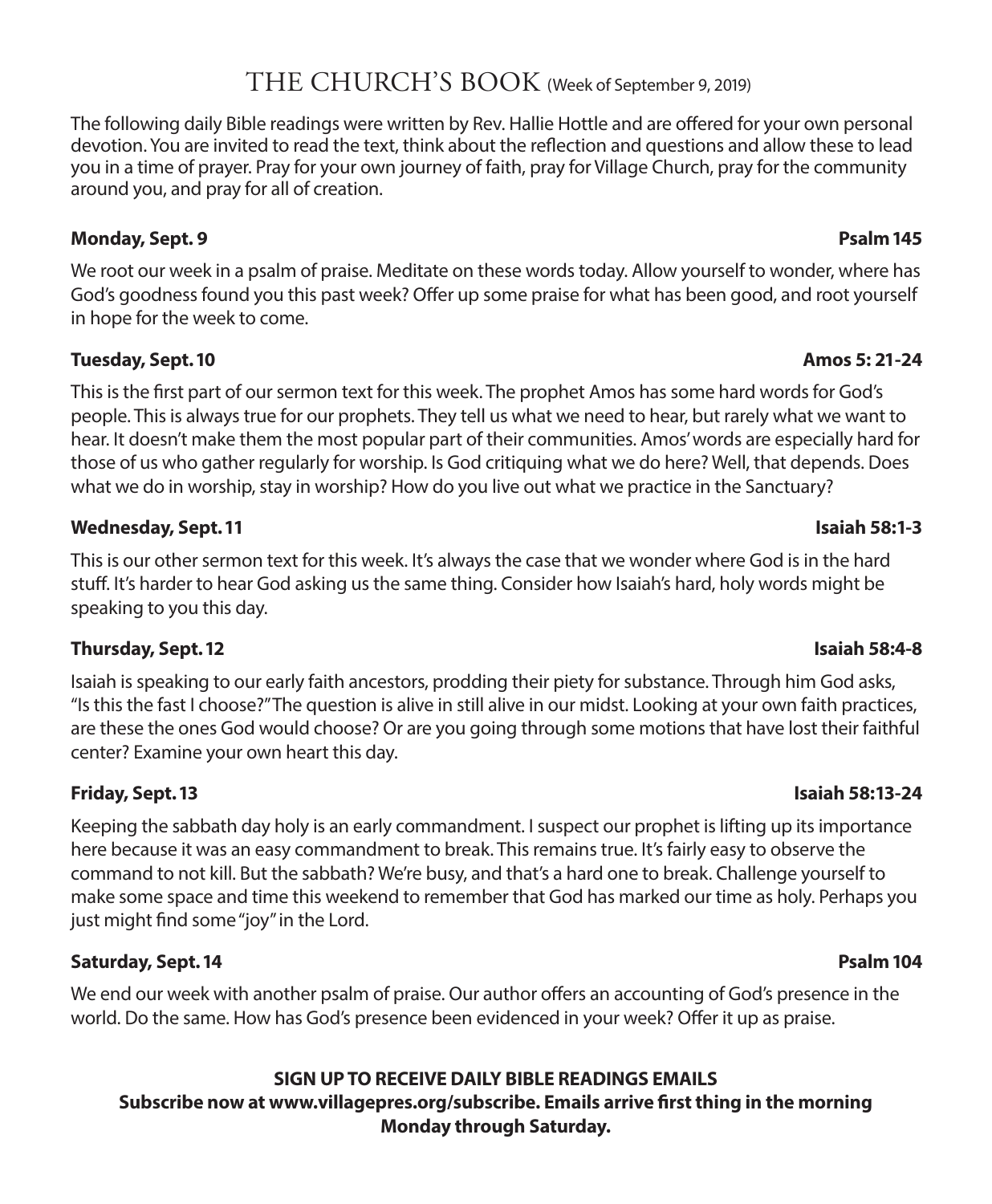# THE CHURCH'S BOOK (Week of September 9, 2019)

The following daily Bible readings were written by Rev. Hallie Hottle and are offered for your own personal devotion. You are invited to read the text, think about the reflection and questions and allow these to lead you in a time of prayer. Pray for your own journey of faith, pray for Village Church, pray for the community around you, and pray for all of creation.

**Monday, Sept. 9** **Psalm 145**

We root our week in a psalm of praise. Meditate on these words today. Allow yourself to wonder, where has God's goodness found you this past week? Offer up some praise for what has been good, and root yourself in hope for the week to come.

**Tuesday, Sept. 10** **Amos 5: 21-24**

This is the first part of our sermon text for this week. The prophet Amos has some hard words for God's people. This is always true for our prophets. They tell us what we need to hear, but rarely what we want to hear. It doesn't make them the most popular part of their communities. Amos' words are especially hard for those of us who gather regularly for worship. Is God critiquing what we do here? Well, that depends. Does what we do in worship, stay in worship? How do you live out what we practice in the Sanctuary?

**Wednesday, Sept. 11** **Isaiah 58:1-3**

This is our other sermon text for this week. It's always the case that we wonder where God is in the hard stuff. It's harder to hear God asking us the same thing. Consider how Isaiah's hard, holy words might be speaking to you this day.

**Thursday, Sept. 12** **Isaiah 58:4-8**

Isaiah is speaking to our early faith ancestors, prodding their piety for substance. Through him God asks, "Is this the fast I choose?" The question is alive in still alive in our midst. Looking at your own faith practices, are these the ones God would choose? Or are you going through some motions that have lost their faithful center? Examine your own heart this day.

**Friday, Sept. 13** **Isaiah 58:13-24**

Keeping the sabbath day holy is an early commandment. I suspect our prophet is lifting up its importance here because it was an easy commandment to break. This remains true. It's fairly easy to observe the command to not kill. But the sabbath? We're busy, and that's a hard one to break. Challenge yourself to make some space and time this weekend to remember that God has marked our time as holy. Perhaps you just might find some "joy" in the Lord.

**Saturday, Sept. 14** **Psalm 104**

We end our week with another psalm of praise. Our author offers an accounting of God's presence in the world. Do the same. How has God's presence been evidenced in your week? Offer it up as praise.

**SIGN UP TO RECEIVE DAILY BIBLE READINGS EMAILS**
**Subscribe now at www.villagepres.org/subscribe. Emails arrive first thing in the morning Monday through Saturday.**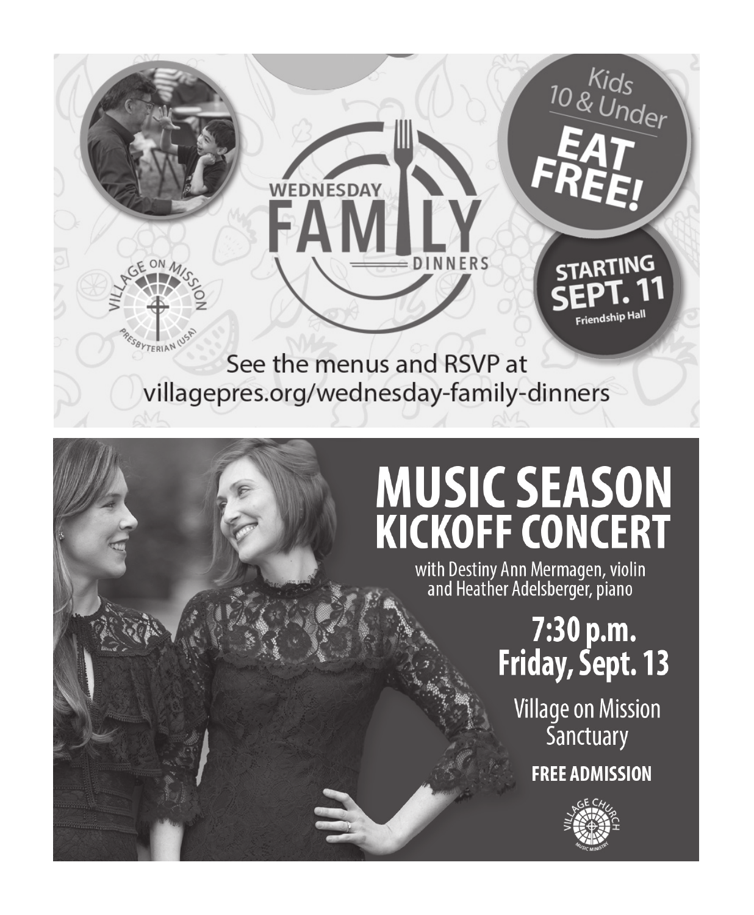# WEDNESDAY FAMILY DINNERS

VILLAGE ON MISSION
PRESBYTERIAN (USA)

Kids 10 & Under **EAT FREE!**

**STARTING SEPT. 11**
Friendship Hall

See the menus and RSVP at
villagepres.org/wednesday-family-dinners

# MUSIC SEASON KICKOFF CONCERT

with Destiny Ann Mermagen, violin
and Heather Adelsberger, piano

## 7:30 p.m.
## Friday, Sept. 13

Village on Mission
Sanctuary

**FREE ADMISSION**

VILLAGE CHURCH
MUSIC MINISTRY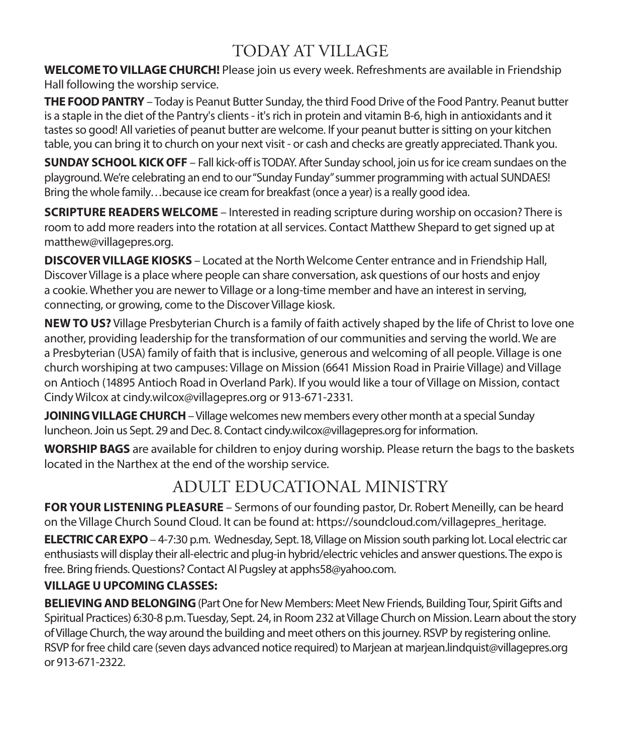# TODAY AT VILLAGE

**WELCOME TO VILLAGE CHURCH!** Please join us every week. Refreshments are available in Friendship Hall following the worship service.

**THE FOOD PANTRY** – Today is Peanut Butter Sunday, the third Food Drive of the Food Pantry. Peanut butter is a staple in the diet of the Pantry's clients - it's rich in protein and vitamin B-6, high in antioxidants and it tastes so good! All varieties of peanut butter are welcome. If your peanut butter is sitting on your kitchen table, you can bring it to church on your next visit - or cash and checks are greatly appreciated. Thank you.

**SUNDAY SCHOOL KICK OFF** – Fall kick-off is TODAY. After Sunday school, join us for ice cream sundaes on the playground. We're celebrating an end to our "Sunday Funday" summer programming with actual SUNDAES! Bring the whole family…because ice cream for breakfast (once a year) is a really good idea.

**SCRIPTURE READERS WELCOME** – Interested in reading scripture during worship on occasion? There is room to add more readers into the rotation at all services. Contact Matthew Shepard to get signed up at matthew@villagepres.org.

**DISCOVER VILLAGE KIOSKS** – Located at the North Welcome Center entrance and in Friendship Hall, Discover Village is a place where people can share conversation, ask questions of our hosts and enjoy a cookie. Whether you are newer to Village or a long-time member and have an interest in serving, connecting, or growing, come to the Discover Village kiosk.

**NEW TO US?** Village Presbyterian Church is a family of faith actively shaped by the life of Christ to love one another, providing leadership for the transformation of our communities and serving the world. We are a Presbyterian (USA) family of faith that is inclusive, generous and welcoming of all people. Village is one church worshiping at two campuses: Village on Mission (6641 Mission Road in Prairie Village) and Village on Antioch (14895 Antioch Road in Overland Park). If you would like a tour of Village on Mission, contact Cindy Wilcox at cindy.wilcox@villagepres.org or 913-671-2331.

**JOINING VILLAGE CHURCH** – Village welcomes new members every other month at a special Sunday luncheon. Join us Sept. 29 and Dec. 8. Contact cindy.wilcox@villagepres.org for information.

**WORSHIP BAGS** are available for children to enjoy during worship. Please return the bags to the baskets located in the Narthex at the end of the worship service.

# ADULT EDUCATIONAL MINISTRY

**FOR YOUR LISTENING PLEASURE** – Sermons of our founding pastor, Dr. Robert Meneilly, can be heard on the Village Church Sound Cloud. It can be found at: https://soundcloud.com/villagepres_heritage.

**ELECTRIC CAR EXPO** – 4-7:30 p.m. Wednesday, Sept. 18, Village on Mission south parking lot. Local electric car enthusiasts will display their all-electric and plug-in hybrid/electric vehicles and answer questions. The expo is free. Bring friends. Questions? Contact Al Pugsley at apphs58@yahoo.com.

**VILLAGE U UPCOMING CLASSES:**

**BELIEVING AND BELONGING** (Part One for New Members: Meet New Friends, Building Tour, Spirit Gifts and Spiritual Practices) 6:30-8 p.m. Tuesday, Sept. 24, in Room 232 at Village Church on Mission. Learn about the story of Village Church, the way around the building and meet others on this journey. RSVP by registering online. RSVP for free child care (seven days advanced notice required) to Marjean at marjean.lindquist@villagepres.org or 913-671-2322.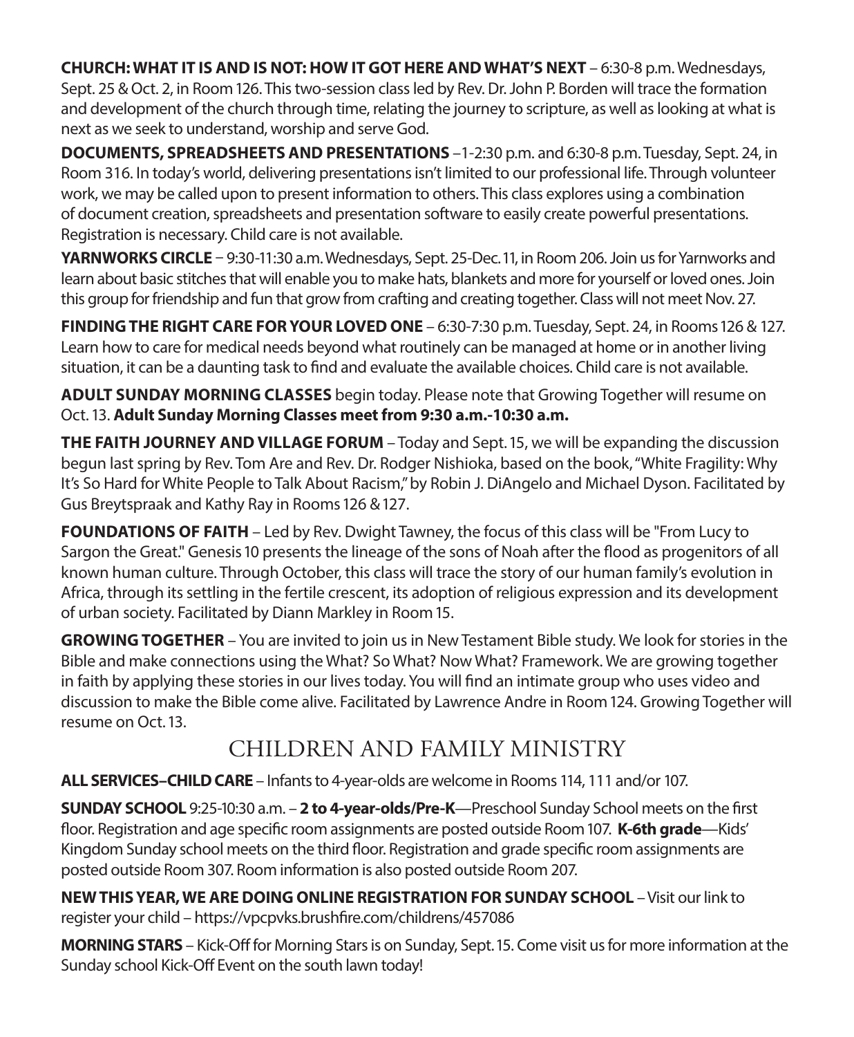**CHURCH: WHAT IT IS AND IS NOT: HOW IT GOT HERE AND WHAT'S NEXT** – 6:30-8 p.m. Wednesdays, Sept. 25 & Oct. 2, in Room 126. This two-session class led by Rev. Dr. John P. Borden will trace the formation and development of the church through time, relating the journey to scripture, as well as looking at what is next as we seek to understand, worship and serve God.

**DOCUMENTS, SPREADSHEETS AND PRESENTATIONS** –1-2:30 p.m. and 6:30-8 p.m. Tuesday, Sept. 24, in Room 316. In today's world, delivering presentations isn't limited to our professional life. Through volunteer work, we may be called upon to present information to others. This class explores using a combination of document creation, spreadsheets and presentation software to easily create powerful presentations. Registration is necessary. Child care is not available.

**YARNWORKS CIRCLE** – 9:30-11:30 a.m. Wednesdays, Sept. 25-Dec. 11, in Room 206. Join us for Yarnworks and learn about basic stitches that will enable you to make hats, blankets and more for yourself or loved ones. Join this group for friendship and fun that grow from crafting and creating together. Class will not meet Nov. 27.

**FINDING THE RIGHT CARE FOR YOUR LOVED ONE** – 6:30-7:30 p.m. Tuesday, Sept. 24, in Rooms 126 & 127. Learn how to care for medical needs beyond what routinely can be managed at home or in another living situation, it can be a daunting task to find and evaluate the available choices. Child care is not available.

**ADULT SUNDAY MORNING CLASSES** begin today. Please note that Growing Together will resume on Oct. 13. **Adult Sunday Morning Classes meet from 9:30 a.m.-10:30 a.m.**

**THE FAITH JOURNEY AND VILLAGE FORUM** – Today and Sept. 15, we will be expanding the discussion begun last spring by Rev. Tom Are and Rev. Dr. Rodger Nishioka, based on the book, "White Fragility: Why It's So Hard for White People to Talk About Racism," by Robin J. DiAngelo and Michael Dyson. Facilitated by Gus Breytspraak and Kathy Ray in Rooms 126 & 127.

**FOUNDATIONS OF FAITH** – Led by Rev. Dwight Tawney, the focus of this class will be "From Lucy to Sargon the Great." Genesis 10 presents the lineage of the sons of Noah after the flood as progenitors of all known human culture. Through October, this class will trace the story of our human family's evolution in Africa, through its settling in the fertile crescent, its adoption of religious expression and its development of urban society. Facilitated by Diann Markley in Room 15.

**GROWING TOGETHER** – You are invited to join us in New Testament Bible study. We look for stories in the Bible and make connections using the What? So What? Now What? Framework. We are growing together in faith by applying these stories in our lives today. You will find an intimate group who uses video and discussion to make the Bible come alive. Facilitated by Lawrence Andre in Room 124. Growing Together will resume on Oct. 13.

## CHILDREN AND FAMILY MINISTRY

**ALL SERVICES–CHILD CARE** – Infants to 4-year-olds are welcome in Rooms 114, 111 and/or 107.

**SUNDAY SCHOOL** 9:25-10:30 a.m. – **2 to 4-year-olds/Pre-K**—Preschool Sunday School meets on the first floor. Registration and age specific room assignments are posted outside Room 107. **K-6th grade**—Kids' Kingdom Sunday school meets on the third floor. Registration and grade specific room assignments are posted outside Room 307. Room information is also posted outside Room 207.

**NEW THIS YEAR, WE ARE DOING ONLINE REGISTRATION FOR SUNDAY SCHOOL** – Visit our link to register your child – https://vpcpvks.brushfire.com/childrens/457086

**MORNING STARS** – Kick-Off for Morning Stars is on Sunday, Sept. 15. Come visit us for more information at the Sunday school Kick-Off Event on the south lawn today!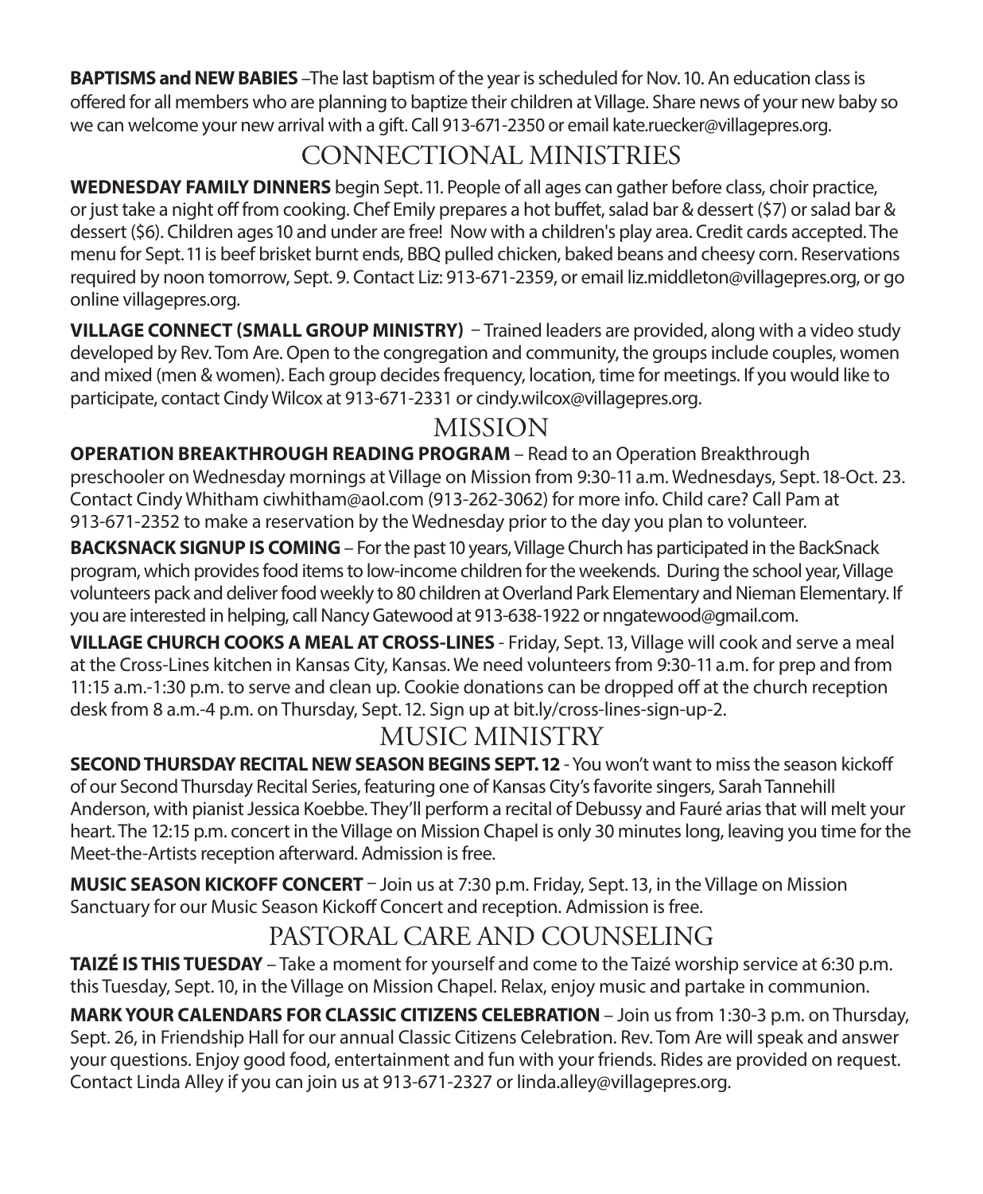**BAPTISMS and NEW BABIES** –The last baptism of the year is scheduled for Nov. 10. An education class is offered for all members who are planning to baptize their children at Village. Share news of your new baby so we can welcome your new arrival with a gift. Call 913-671-2350 or email kate.ruecker@villagepres.org.

## CONNECTIONAL MINISTRIES

**WEDNESDAY FAMILY DINNERS** begin Sept. 11. People of all ages can gather before class, choir practice, or just take a night off from cooking. Chef Emily prepares a hot buffet, salad bar & dessert ($7) or salad bar & dessert ($6). Children ages 10 and under are free! Now with a children's play area. Credit cards accepted. The menu for Sept. 11 is beef brisket burnt ends, BBQ pulled chicken, baked beans and cheesy corn. Reservations required by noon tomorrow, Sept. 9. Contact Liz: 913-671-2359, or email liz.middleton@villagepres.org, or go online villagepres.org.

**VILLAGE CONNECT (SMALL GROUP MINISTRY)** – Trained leaders are provided, along with a video study developed by Rev. Tom Are. Open to the congregation and community, the groups include couples, women and mixed (men & women). Each group decides frequency, location, time for meetings. If you would like to participate, contact Cindy Wilcox at 913-671-2331 or cindy.wilcox@villagepres.org.

## MISSION

**OPERATION BREAKTHROUGH READING PROGRAM** – Read to an Operation Breakthrough preschooler on Wednesday mornings at Village on Mission from 9:30-11 a.m. Wednesdays, Sept. 18-Oct. 23. Contact Cindy Whitham ciwhitham@aol.com (913-262-3062) for more info. Child care? Call Pam at 913-671-2352 to make a reservation by the Wednesday prior to the day you plan to volunteer.

**BACKSNACK SIGNUP IS COMING** – For the past 10 years, Village Church has participated in the BackSnack program, which provides food items to low-income children for the weekends. During the school year, Village volunteers pack and deliver food weekly to 80 children at Overland Park Elementary and Nieman Elementary. If you are interested in helping, call Nancy Gatewood at 913-638-1922 or nngatewood@gmail.com.

**VILLAGE CHURCH COOKS A MEAL AT CROSS-LINES** - Friday, Sept. 13, Village will cook and serve a meal at the Cross-Lines kitchen in Kansas City, Kansas. We need volunteers from 9:30-11 a.m. for prep and from 11:15 a.m.-1:30 p.m. to serve and clean up. Cookie donations can be dropped off at the church reception desk from 8 a.m.-4 p.m. on Thursday, Sept. 12. Sign up at bit.ly/cross-lines-sign-up-2.

## MUSIC MINISTRY

**SECOND THURSDAY RECITAL NEW SEASON BEGINS SEPT. 12** - You won't want to miss the season kickoff of our Second Thursday Recital Series, featuring one of Kansas City's favorite singers, Sarah Tannehill Anderson, with pianist Jessica Koebbe. They'll perform a recital of Debussy and Fauré arias that will melt your heart. The 12:15 p.m. concert in the Village on Mission Chapel is only 30 minutes long, leaving you time for the Meet-the-Artists reception afterward. Admission is free.

**MUSIC SEASON KICKOFF CONCERT** – Join us at 7:30 p.m. Friday, Sept. 13, in the Village on Mission Sanctuary for our Music Season Kickoff Concert and reception. Admission is free.

## PASTORAL CARE AND COUNSELING

**TAIZÉ IS THIS TUESDAY** – Take a moment for yourself and come to the Taizé worship service at 6:30 p.m. this Tuesday, Sept. 10, in the Village on Mission Chapel. Relax, enjoy music and partake in communion.

**MARK YOUR CALENDARS FOR CLASSIC CITIZENS CELEBRATION** – Join us from 1:30-3 p.m. on Thursday, Sept. 26, in Friendship Hall for our annual Classic Citizens Celebration. Rev. Tom Are will speak and answer your questions. Enjoy good food, entertainment and fun with your friends. Rides are provided on request. Contact Linda Alley if you can join us at 913-671-2327 or linda.alley@villagepres.org.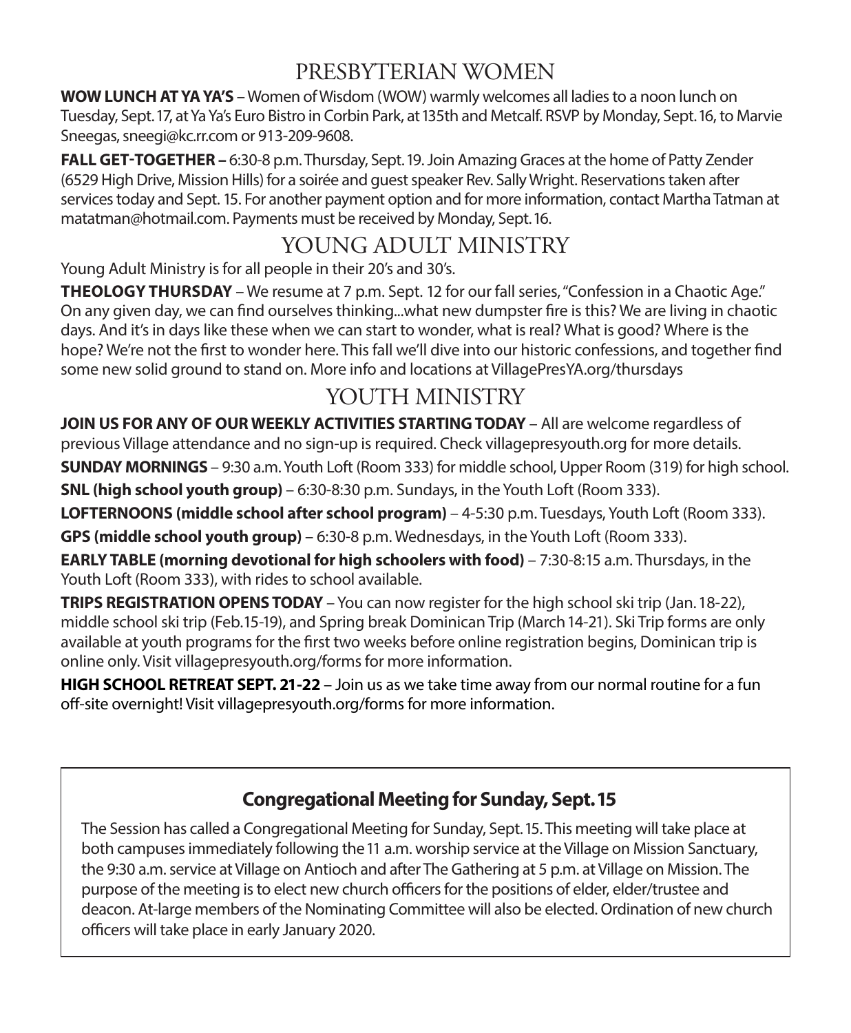## PRESBYTERIAN WOMEN

**WOW LUNCH AT YA YA'S** – Women of Wisdom (WOW) warmly welcomes all ladies to a noon lunch on Tuesday, Sept. 17, at Ya Ya's Euro Bistro in Corbin Park, at 135th and Metcalf. RSVP by Monday, Sept. 16, to Marvie Sneegas, sneegi@kc.rr.com or 913-209-9608.

**FALL GET-TOGETHER –** 6:30-8 p.m. Thursday, Sept. 19. Join Amazing Graces at the home of Patty Zender (6529 High Drive, Mission Hills) for a soirée and guest speaker Rev. Sally Wright. Reservations taken after services today and Sept. 15. For another payment option and for more information, contact Martha Tatman at matatman@hotmail.com. Payments must be received by Monday, Sept. 16.

## YOUNG ADULT MINISTRY

Young Adult Ministry is for all people in their 20's and 30's.

**THEOLOGY THURSDAY** – We resume at 7 p.m. Sept. 12 for our fall series, "Confession in a Chaotic Age." On any given day, we can find ourselves thinking...what new dumpster fire is this? We are living in chaotic days. And it's in days like these when we can start to wonder, what is real? What is good? Where is the hope? We're not the first to wonder here. This fall we'll dive into our historic confessions, and together find some new solid ground to stand on. More info and locations at VillagePresYA.org/thursdays

## YOUTH MINISTRY

**JOIN US FOR ANY OF OUR WEEKLY ACTIVITIES STARTING TODAY** – All are welcome regardless of previous Village attendance and no sign-up is required. Check villagepresyouth.org for more details.

**SUNDAY MORNINGS** – 9:30 a.m. Youth Loft (Room 333) for middle school, Upper Room (319) for high school.

**SNL (high school youth group)** – 6:30-8:30 p.m. Sundays, in the Youth Loft (Room 333).

**LOFTERNOONS (middle school after school program)** – 4-5:30 p.m. Tuesdays, Youth Loft (Room 333).

**GPS (middle school youth group)** – 6:30-8 p.m. Wednesdays, in the Youth Loft (Room 333).

**EARLY TABLE (morning devotional for high schoolers with food)** – 7:30-8:15 a.m. Thursdays, in the Youth Loft (Room 333), with rides to school available.

**TRIPS REGISTRATION OPENS TODAY** – You can now register for the high school ski trip (Jan. 18-22), middle school ski trip (Feb.15-19), and Spring break Dominican Trip (March 14-21). Ski Trip forms are only available at youth programs for the first two weeks before online registration begins, Dominican trip is online only. Visit villagepresyouth.org/forms for more information.

**HIGH SCHOOL RETREAT SEPT. 21-22** – Join us as we take time away from our normal routine for a fun off-site overnight! Visit villagepresyouth.org/forms for more information.

### Congregational Meeting for Sunday, Sept. 15

The Session has called a Congregational Meeting for Sunday, Sept. 15. This meeting will take place at both campuses immediately following the 11 a.m. worship service at the Village on Mission Sanctuary, the 9:30 a.m. service at Village on Antioch and after The Gathering at 5 p.m. at Village on Mission. The purpose of the meeting is to elect new church officers for the positions of elder, elder/trustee and deacon. At-large members of the Nominating Committee will also be elected. Ordination of new church officers will take place in early January 2020.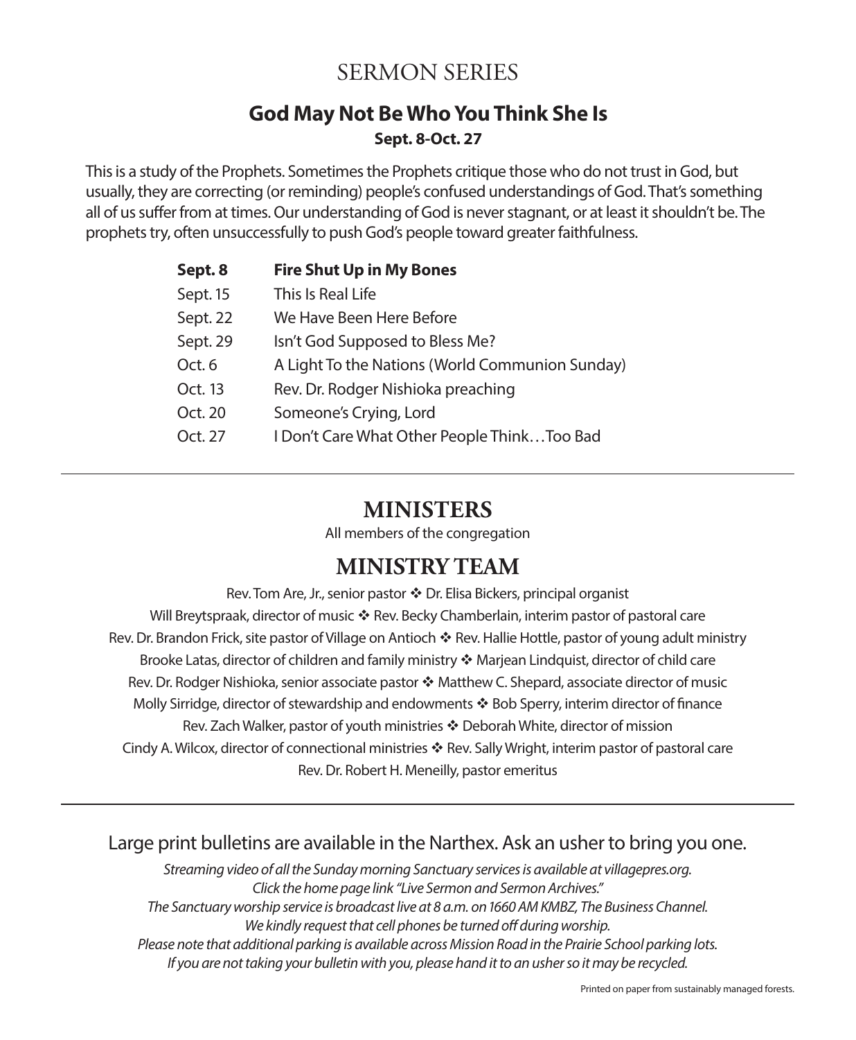# SERMON SERIES

## God May Not Be Who You Think She Is

**Sept. 8-Oct. 27**

This is a study of the Prophets. Sometimes the Prophets critique those who do not trust in God, but usually, they are correcting (or reminding) people's confused understandings of God. That's something all of us suffer from at times. Our understanding of God is never stagnant, or at least it shouldn't be. The prophets try, often unsuccessfully to push God's people toward greater faithfulness.

| | |
|---|---|
| **Sept. 8** | **Fire Shut Up in My Bones** |
| Sept. 15 | This Is Real Life |
| Sept. 22 | We Have Been Here Before |
| Sept. 29 | Isn't God Supposed to Bless Me? |
| Oct. 6 | A Light To the Nations (World Communion Sunday) |
| Oct. 13 | Rev. Dr. Rodger Nishioka preaching |
| Oct. 20 | Someone's Crying, Lord |
| Oct. 27 | I Don't Care What Other People Think…Too Bad |

---

# MINISTERS

All members of the congregation

# MINISTRY TEAM

Rev. Tom Are, Jr., senior pastor ❖ Dr. Elisa Bickers, principal organist
Will Breytspraak, director of music ❖ Rev. Becky Chamberlain, interim pastor of pastoral care
Rev. Dr. Brandon Frick, site pastor of Village on Antioch ❖ Rev. Hallie Hottle, pastor of young adult ministry
Brooke Latas, director of children and family ministry ❖ Marjean Lindquist, director of child care
Rev. Dr. Rodger Nishioka, senior associate pastor ❖ Matthew C. Shepard, associate director of music
Molly Sirridge, director of stewardship and endowments ❖ Bob Sperry, interim director of finance
Rev. Zach Walker, pastor of youth ministries ❖ Deborah White, director of mission
Cindy A. Wilcox, director of connectional ministries ❖ Rev. Sally Wright, interim pastor of pastoral care
Rev. Dr. Robert H. Meneilly, pastor emeritus

---

Large print bulletins are available in the Narthex. Ask an usher to bring you one.

*Streaming video of all the Sunday morning Sanctuary services is available at villagepres.org.*
*Click the home page link "Live Sermon and Sermon Archives."*
*The Sanctuary worship service is broadcast live at 8 a.m. on 1660 AM KMBZ, The Business Channel.*
*We kindly request that cell phones be turned off during worship.*
*Please note that additional parking is available across Mission Road in the Prairie School parking lots.*
*If you are not taking your bulletin with you, please hand it to an usher so it may be recycled.*

Printed on paper from sustainably managed forests.